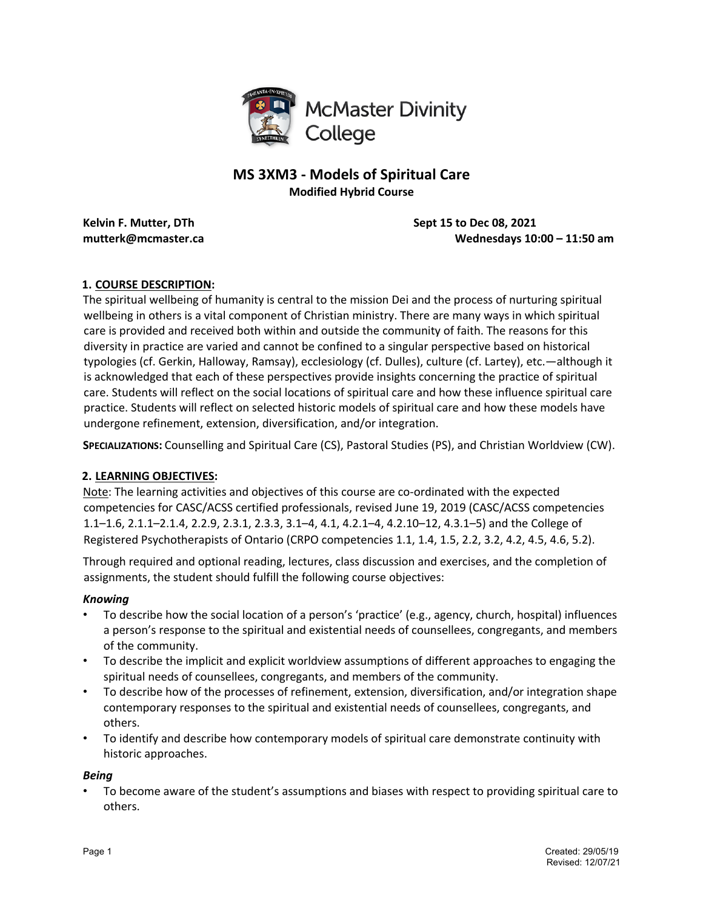McMaster Divinity College

# MS 3XM3 - Models of Spiritual Care

**Modified Hybrid Course**

**Kelvin F. Mutter, DTh**
**mutterk@mcmaster.ca**

**Sept 15 to Dec 08, 2021**
**Wednesdays 10:00 – 11:50 am**

## 1. COURSE DESCRIPTION:

The spiritual wellbeing of humanity is central to the mission Dei and the process of nurturing spiritual wellbeing in others is a vital component of Christian ministry. There are many ways in which spiritual care is provided and received both within and outside the community of faith. The reasons for this diversity in practice are varied and cannot be confined to a singular perspective based on historical typologies (cf. Gerkin, Halloway, Ramsay), ecclesiology (cf. Dulles), culture (cf. Lartey), etc.—although it is acknowledged that each of these perspectives provide insights concerning the practice of spiritual care. Students will reflect on the social locations of spiritual care and how these influence spiritual care practice. Students will reflect on selected historic models of spiritual care and how these models have undergone refinement, extension, diversification, and/or integration.

**SPECIALIZATIONS:** Counselling and Spiritual Care (CS), Pastoral Studies (PS), and Christian Worldview (CW).

## 2. LEARNING OBJECTIVES:

Note: The learning activities and objectives of this course are co-ordinated with the expected competencies for CASC/ACSS certified professionals, revised June 19, 2019 (CASC/ACSS competencies 1.1–1.6, 2.1.1–2.1.4, 2.2.9, 2.3.1, 2.3.3, 3.1–4, 4.1, 4.2.1–4, 4.2.10–12, 4.3.1–5) and the College of Registered Psychotherapists of Ontario (CRPO competencies 1.1, 1.4, 1.5, 2.2, 3.2, 4.2, 4.5, 4.6, 5.2).

Through required and optional reading, lectures, class discussion and exercises, and the completion of assignments, the student should fulfill the following course objectives:

### *Knowing*

- To describe how the social location of a person's 'practice' (e.g., agency, church, hospital) influences a person's response to the spiritual and existential needs of counsellees, congregants, and members of the community.
- To describe the implicit and explicit worldview assumptions of different approaches to engaging the spiritual needs of counsellees, congregants, and members of the community.
- To describe how of the processes of refinement, extension, diversification, and/or integration shape contemporary responses to the spiritual and existential needs of counsellees, congregants, and others.
- To identify and describe how contemporary models of spiritual care demonstrate continuity with historic approaches.

### *Being*

- To become aware of the student's assumptions and biases with respect to providing spiritual care to others.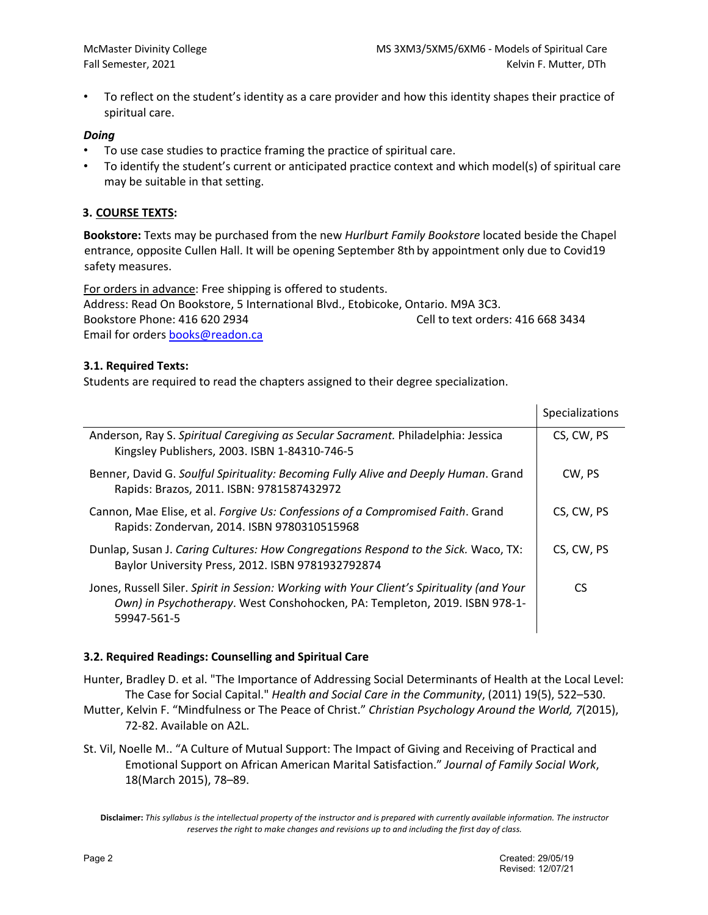- To reflect on the student's identity as a care provider and how this identity shapes their practice of spiritual care.

***Doing***

- To use case studies to practice framing the practice of spiritual care.
- To identify the student's current or anticipated practice context and which model(s) of spiritual care may be suitable in that setting.

### 3. COURSE TEXTS:

**Bookstore:** Texts may be purchased from the new *Hurlburt Family Bookstore* located beside the Chapel entrance, opposite Cullen Hall. It will be opening September 8th by appointment only due to Covid19 safety measures.

For orders in advance: Free shipping is offered to students.
Address: Read On Bookstore, 5 International Blvd., Etobicoke, Ontario. M9A 3C3.
Bookstore Phone: 416 620 2934 Cell to text orders: 416 668 3434
Email for orders books@readon.ca

#### 3.1. Required Texts:

Students are required to read the chapters assigned to their degree specialization.

| | Specializations |
|---|---|
| Anderson, Ray S. *Spiritual Caregiving as Secular Sacrament.* Philadelphia: Jessica Kingsley Publishers, 2003. ISBN 1-84310-746-5 | CS, CW, PS |
| Benner, David G. *Soulful Spirituality: Becoming Fully Alive and Deeply Human*. Grand Rapids: Brazos, 2011. ISBN: 9781587432972 | CW, PS |
| Cannon, Mae Elise, et al. *Forgive Us: Confessions of a Compromised Faith*. Grand Rapids: Zondervan, 2014. ISBN 9780310515968 | CS, CW, PS |
| Dunlap, Susan J. *Caring Cultures: How Congregations Respond to the Sick.* Waco, TX: Baylor University Press, 2012. ISBN 9781932792874 | CS, CW, PS |
| Jones, Russell Siler. *Spirit in Session: Working with Your Client's Spirituality (and Your Own) in Psychotherapy*. West Conshohocken, PA: Templeton, 2019. ISBN 978-1-59947-561-5 | CS |

#### 3.2. Required Readings: Counselling and Spiritual Care

Hunter, Bradley D. et al. "The Importance of Addressing Social Determinants of Health at the Local Level: The Case for Social Capital." *Health and Social Care in the Community*, (2011) 19(5), 522–530.

Mutter, Kelvin F. "Mindfulness or The Peace of Christ." *Christian Psychology Around the World, 7*(2015), 72-82. Available on A2L.

St. Vil, Noelle M.. "A Culture of Mutual Support: The Impact of Giving and Receiving of Practical and Emotional Support on African American Marital Satisfaction." *Journal of Family Social Work*, 18(March 2015), 78–89.

**Disclaimer:** *This syllabus is the intellectual property of the instructor and is prepared with currently available information. The instructor reserves the right to make changes and revisions up to and including the first day of class.*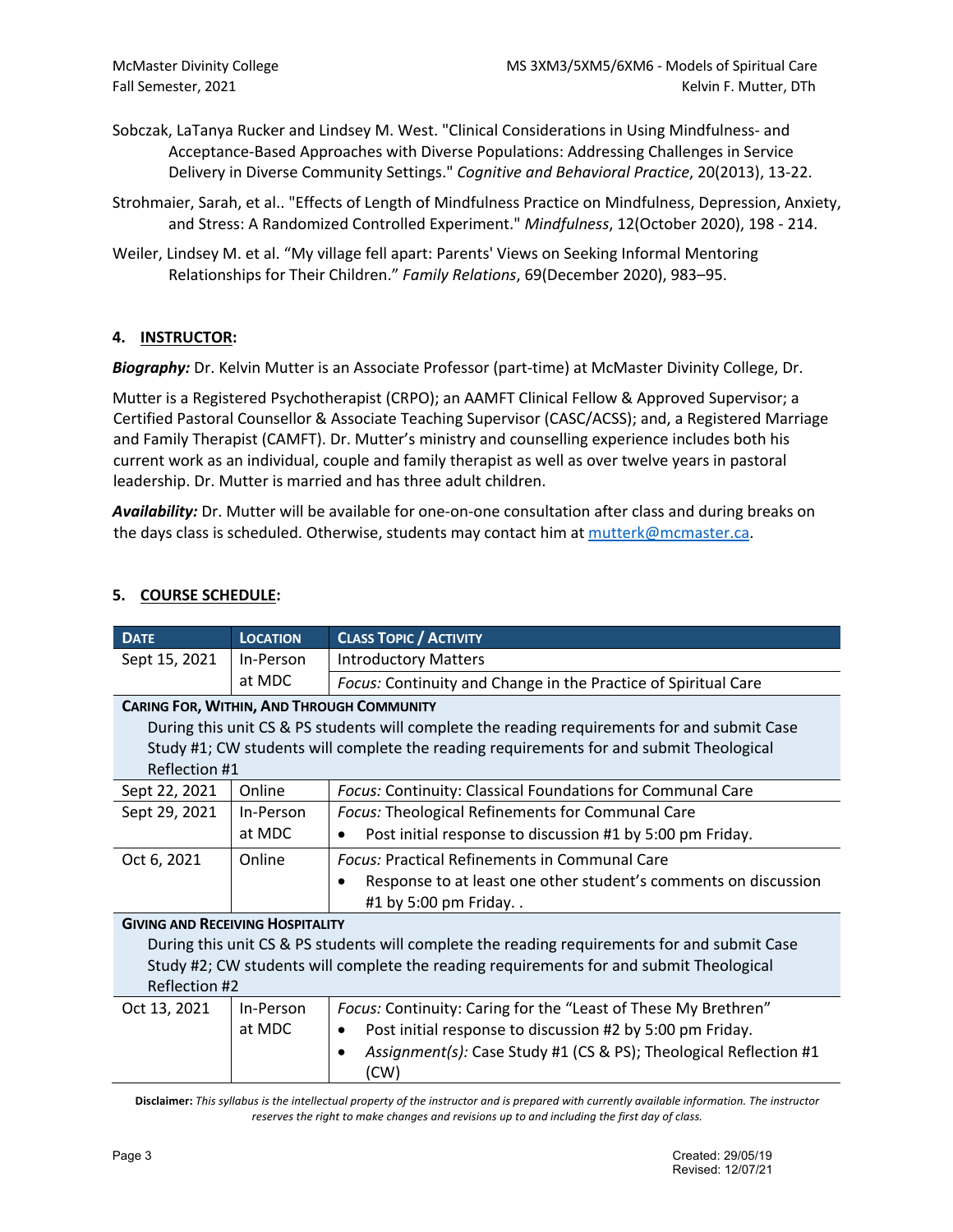Sobczak, LaTanya Rucker and Lindsey M. West. "Clinical Considerations in Using Mindfulness- and Acceptance-Based Approaches with Diverse Populations: Addressing Challenges in Service Delivery in Diverse Community Settings." *Cognitive and Behavioral Practice*, 20(2013), 13-22.

Strohmaier, Sarah, et al.. "Effects of Length of Mindfulness Practice on Mindfulness, Depression, Anxiety, and Stress: A Randomized Controlled Experiment." *Mindfulness*, 12(October 2020), 198 - 214.

Weiler, Lindsey M. et al. "My village fell apart: Parents' Views on Seeking Informal Mentoring Relationships for Their Children." *Family Relations*, 69(December 2020), 983–95.

## 4. INSTRUCTOR:

***Biography:*** Dr. Kelvin Mutter is an Associate Professor (part-time) at McMaster Divinity College, Dr.

Mutter is a Registered Psychotherapist (CRPO); an AAMFT Clinical Fellow & Approved Supervisor; a Certified Pastoral Counsellor & Associate Teaching Supervisor (CASC/ACSS); and, a Registered Marriage and Family Therapist (CAMFT). Dr. Mutter's ministry and counselling experience includes both his current work as an individual, couple and family therapist as well as over twelve years in pastoral leadership. Dr. Mutter is married and has three adult children.

***Availability:*** Dr. Mutter will be available for one-on-one consultation after class and during breaks on the days class is scheduled. Otherwise, students may contact him at mutterk@mcmaster.ca.

## 5. COURSE SCHEDULE:

| DATE | LOCATION | CLASS TOPIC / ACTIVITY |
|---|---|---|
| Sept 15, 2021 | In-Person at MDC | Introductory Matters<br>*Focus:* Continuity and Change in the Practice of Spiritual Care |
| **CARING FOR, WITHIN, AND THROUGH COMMUNITY**<br>During this unit CS & PS students will complete the reading requirements for and submit Case Study #1; CW students will complete the reading requirements for and submit Theological Reflection #1 | | |
| Sept 22, 2021 | Online | *Focus:* Continuity: Classical Foundations for Communal Care |
| Sept 29, 2021 | In-Person at MDC | *Focus:* Theological Refinements for Communal Care<br>• Post initial response to discussion #1 by 5:00 pm Friday. |
| Oct 6, 2021 | Online | *Focus:* Practical Refinements in Communal Care<br>• Response to at least one other student's comments on discussion #1 by 5:00 pm Friday. . |
| **GIVING AND RECEIVING HOSPITALITY**<br>During this unit CS & PS students will complete the reading requirements for and submit Case Study #2; CW students will complete the reading requirements for and submit Theological Reflection #2 | | |
| Oct 13, 2021 | In-Person at MDC | *Focus:* Continuity: Caring for the "Least of These My Brethren"<br>• Post initial response to discussion #2 by 5:00 pm Friday.<br>• *Assignment(s):* Case Study #1 (CS & PS); Theological Reflection #1 (CW) |

**Disclaimer:** *This syllabus is the intellectual property of the instructor and is prepared with currently available information. The instructor reserves the right to make changes and revisions up to and including the first day of class.*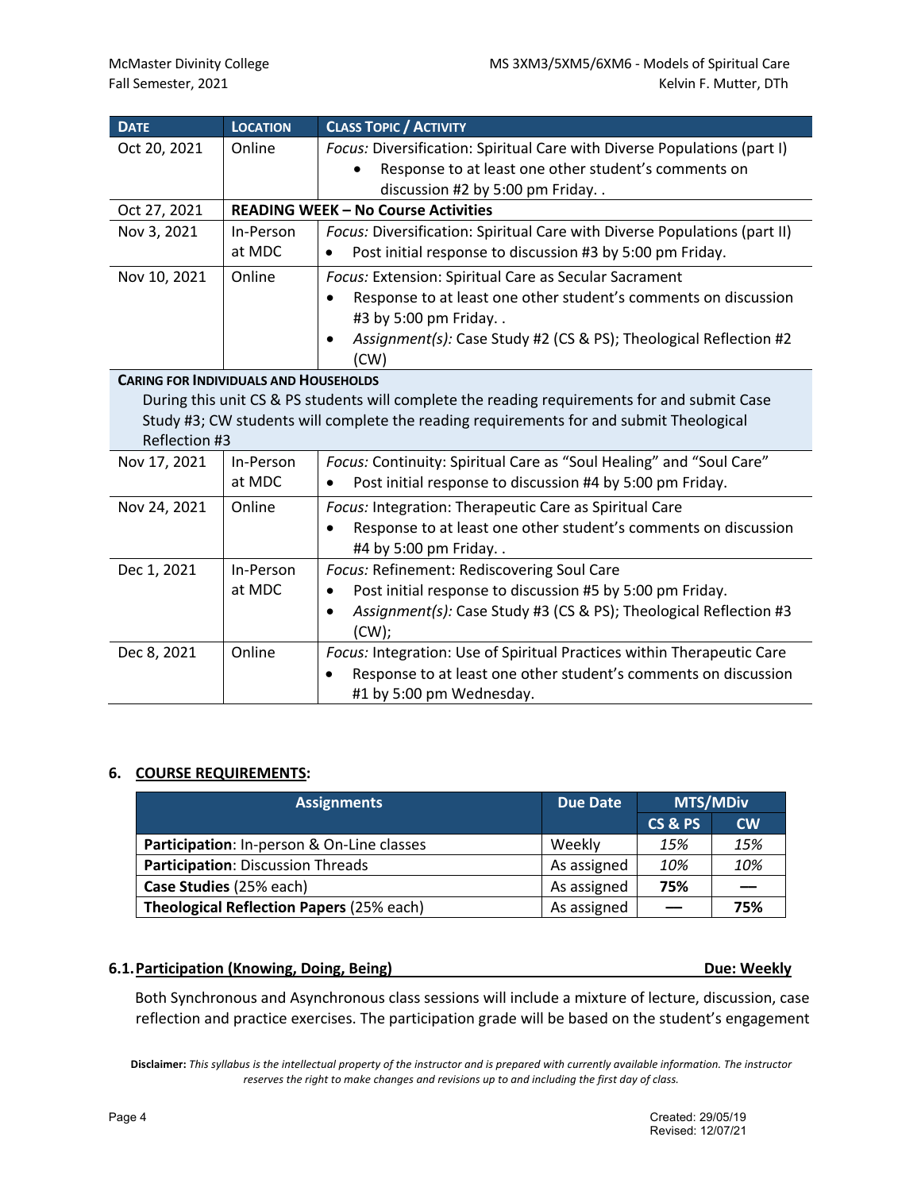| Date | Location | Class Topic / Activity |
|---|---|---|
| Oct 20, 2021 | Online | *Focus:* Diversification: Spiritual Care with Diverse Populations (part I)<br>• Response to at least one other student's comments on discussion #2 by 5:00 pm Friday. . |
| Oct 27, 2021 | **READING WEEK – No Course Activities** | |
| Nov 3, 2021 | In-Person at MDC | *Focus:* Diversification: Spiritual Care with Diverse Populations (part II)<br>• Post initial response to discussion #3 by 5:00 pm Friday. |
| Nov 10, 2021 | Online | *Focus:* Extension: Spiritual Care as Secular Sacrament<br>• Response to at least one other student's comments on discussion #3 by 5:00 pm Friday. .<br>• *Assignment(s):* Case Study #2 (CS & PS); Theological Reflection #2 (CW) |
| **Caring for Individuals and Households**<br>During this unit CS & PS students will complete the reading requirements for and submit Case Study #3; CW students will complete the reading requirements for and submit Theological Reflection #3 | | |
| Nov 17, 2021 | In-Person at MDC | *Focus:* Continuity: Spiritual Care as "Soul Healing" and "Soul Care"<br>• Post initial response to discussion #4 by 5:00 pm Friday. |
| Nov 24, 2021 | Online | *Focus:* Integration: Therapeutic Care as Spiritual Care<br>• Response to at least one other student's comments on discussion #4 by 5:00 pm Friday. . |
| Dec 1, 2021 | In-Person at MDC | *Focus:* Refinement: Rediscovering Soul Care<br>• Post initial response to discussion #5 by 5:00 pm Friday.<br>• *Assignment(s):* Case Study #3 (CS & PS); Theological Reflection #3 (CW); |
| Dec 8, 2021 | Online | *Focus:* Integration: Use of Spiritual Practices within Therapeutic Care<br>• Response to at least one other student's comments on discussion #1 by 5:00 pm Wednesday. |

## 6. COURSE REQUIREMENTS:

| Assignments | Due Date | MTS/MDiv | |
|---|---|---|---|
| | | CS & PS | CW |
| **Participation**: In-person & On-Line classes | Weekly | *15%* | *15%* |
| **Participation**: Discussion Threads | As assigned | *10%* | *10%* |
| **Case Studies** (25% each) | As assigned | **75%** | — |
| **Theological Reflection Papers** (25% each) | As assigned | — | **75%** |

### 6.1. Participation (Knowing, Doing, Being) — Due: Weekly

Both Synchronous and Asynchronous class sessions will include a mixture of lecture, discussion, case reflection and practice exercises. The participation grade will be based on the student's engagement

**Disclaimer:** *This syllabus is the intellectual property of the instructor and is prepared with currently available information. The instructor reserves the right to make changes and revisions up to and including the first day of class.*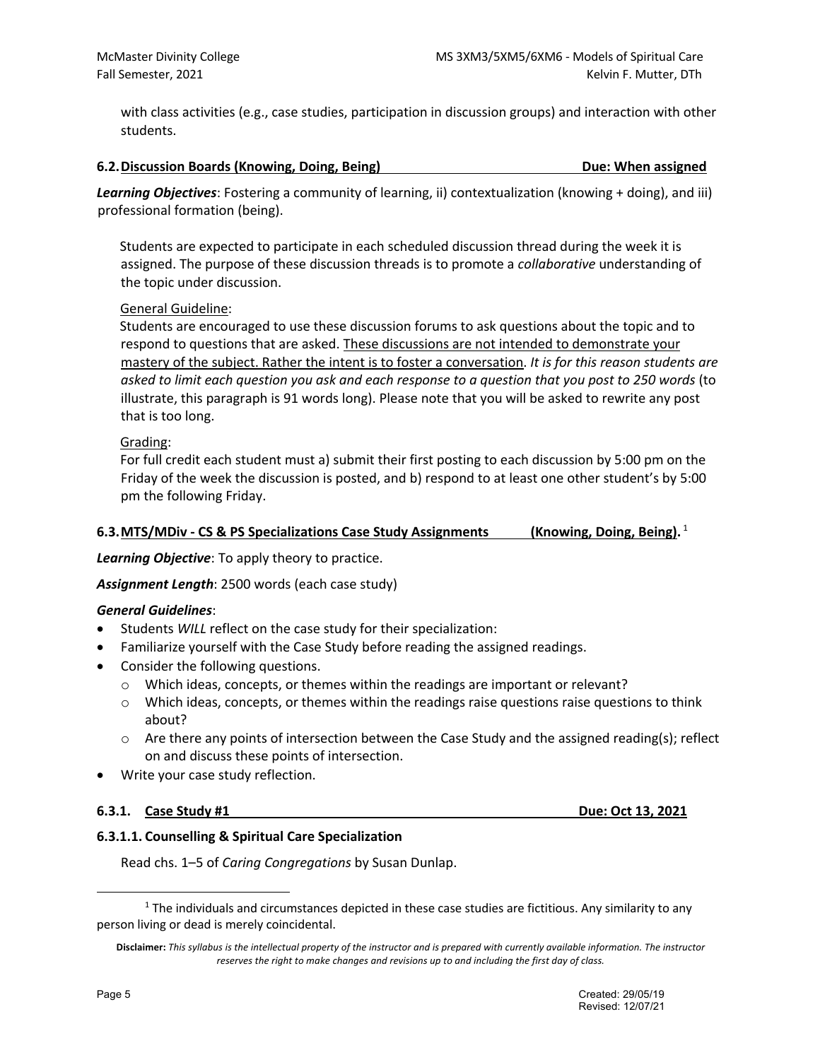with class activities (e.g., case studies, participation in discussion groups) and interaction with other students.

### 6.2. Discussion Boards (Knowing, Doing, Being) Due: When assigned

***Learning Objectives***: Fostering a community of learning, ii) contextualization (knowing + doing), and iii) professional formation (being).

Students are expected to participate in each scheduled discussion thread during the week it is assigned. The purpose of these discussion threads is to promote a *collaborative* understanding of the topic under discussion.

General Guideline:

Students are encouraged to use these discussion forums to ask questions about the topic and to respond to questions that are asked. These discussions are not intended to demonstrate your mastery of the subject. Rather the intent is to foster a conversation. *It is for this reason students are asked to limit each question you ask and each response to a question that you post to 250 words* (to illustrate, this paragraph is 91 words long). Please note that you will be asked to rewrite any post that is too long.

Grading:

For full credit each student must a) submit their first posting to each discussion by 5:00 pm on the Friday of the week the discussion is posted, and b) respond to at least one other student's by 5:00 pm the following Friday.

### 6.3. MTS/MDiv - CS & PS Specializations Case Study Assignments (Knowing, Doing, Being).[1]

***Learning Objective***: To apply theory to practice.

***Assignment Length***: 2500 words (each case study)

***General Guidelines***:

- Students *WILL* reflect on the case study for their specialization:
- Familiarize yourself with the Case Study before reading the assigned readings.
- Consider the following questions.
  - Which ideas, concepts, or themes within the readings are important or relevant?
  - Which ideas, concepts, or themes within the readings raise questions raise questions to think about?
  - Are there any points of intersection between the Case Study and the assigned reading(s); reflect on and discuss these points of intersection.
- Write your case study reflection.

#### 6.3.1. Case Study #1 Due: Oct 13, 2021

##### 6.3.1.1. Counselling & Spiritual Care Specialization

Read chs. 1–5 of *Caring Congregations* by Susan Dunlap.

---

[1] The individuals and circumstances depicted in these case studies are fictitious. Any similarity to any person living or dead is merely coincidental.

**Disclaimer:** *This syllabus is the intellectual property of the instructor and is prepared with currently available information. The instructor reserves the right to make changes and revisions up to and including the first day of class.*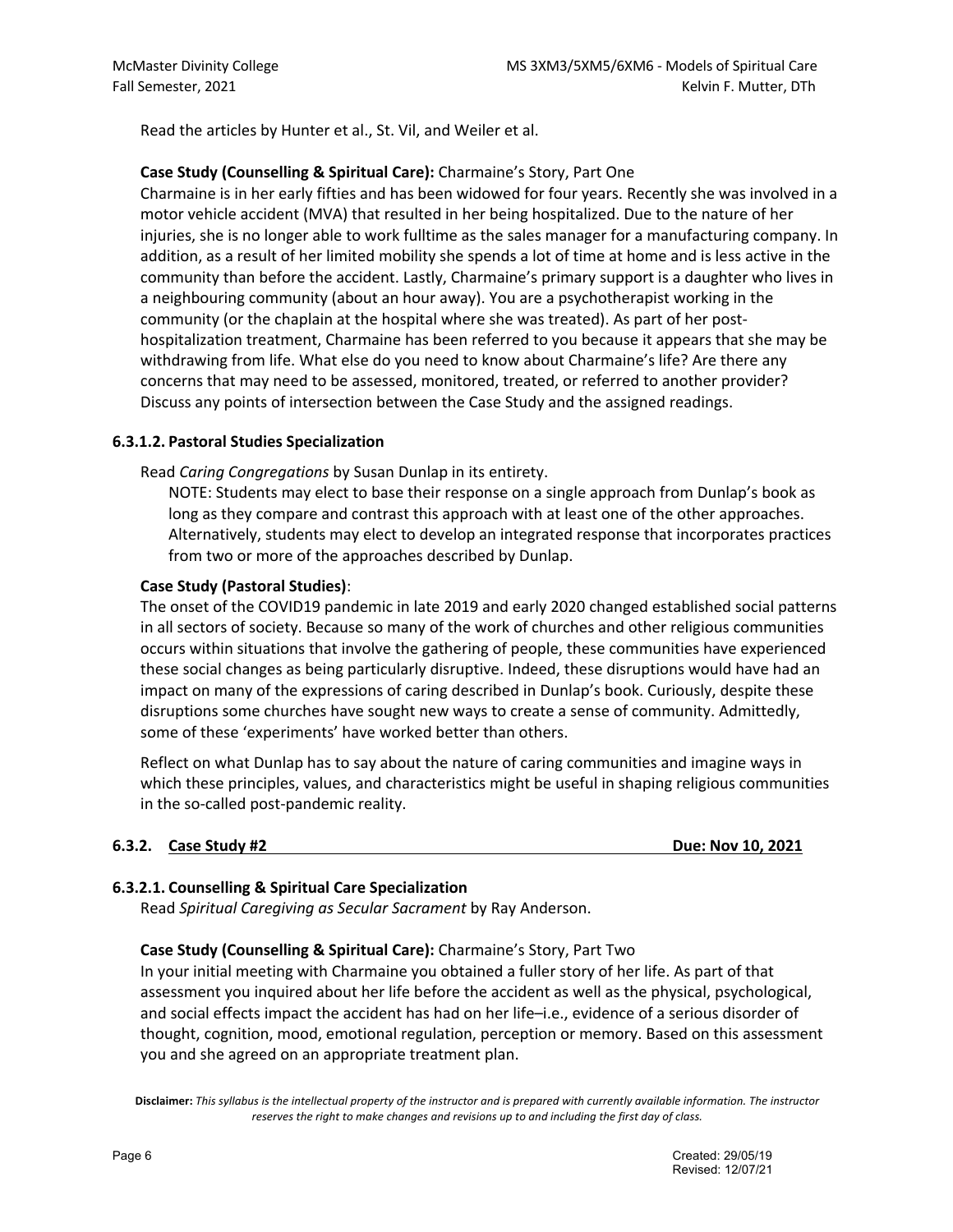Read the articles by Hunter et al., St. Vil, and Weiler et al.

**Case Study (Counselling & Spiritual Care):** Charmaine's Story, Part One

Charmaine is in her early fifties and has been widowed for four years. Recently she was involved in a motor vehicle accident (MVA) that resulted in her being hospitalized. Due to the nature of her injuries, she is no longer able to work fulltime as the sales manager for a manufacturing company. In addition, as a result of her limited mobility she spends a lot of time at home and is less active in the community than before the accident. Lastly, Charmaine's primary support is a daughter who lives in a neighbouring community (about an hour away). You are a psychotherapist working in the community (or the chaplain at the hospital where she was treated). As part of her post-hospitalization treatment, Charmaine has been referred to you because it appears that she may be withdrawing from life. What else do you need to know about Charmaine's life? Are there any concerns that may need to be assessed, monitored, treated, or referred to another provider? Discuss any points of intersection between the Case Study and the assigned readings.

#### 6.3.1.2. Pastoral Studies Specialization

Read *Caring Congregations* by Susan Dunlap in its entirety.

> NOTE: Students may elect to base their response on a single approach from Dunlap's book as long as they compare and contrast this approach with at least one of the other approaches. Alternatively, students may elect to develop an integrated response that incorporates practices from two or more of the approaches described by Dunlap.

**Case Study (Pastoral Studies)**:

The onset of the COVID19 pandemic in late 2019 and early 2020 changed established social patterns in all sectors of society. Because so many of the work of churches and other religious communities occurs within situations that involve the gathering of people, these communities have experienced these social changes as being particularly disruptive. Indeed, these disruptions would have had an impact on many of the expressions of caring described in Dunlap's book. Curiously, despite these disruptions some churches have sought new ways to create a sense of community. Admittedly, some of these 'experiments' have worked better than others.

Reflect on what Dunlap has to say about the nature of caring communities and imagine ways in which these principles, values, and characteristics might be useful in shaping religious communities in the so-called post-pandemic reality.

### 6.3.2. Case Study #2 — Due: Nov 10, 2021

#### 6.3.2.1. Counselling & Spiritual Care Specialization

Read *Spiritual Caregiving as Secular Sacrament* by Ray Anderson.

**Case Study (Counselling & Spiritual Care):** Charmaine's Story, Part Two

In your initial meeting with Charmaine you obtained a fuller story of her life. As part of that assessment you inquired about her life before the accident as well as the physical, psychological, and social effects impact the accident has had on her life–i.e., evidence of a serious disorder of thought, cognition, mood, emotional regulation, perception or memory. Based on this assessment you and she agreed on an appropriate treatment plan.

**Disclaimer:** *This syllabus is the intellectual property of the instructor and is prepared with currently available information. The instructor reserves the right to make changes and revisions up to and including the first day of class.*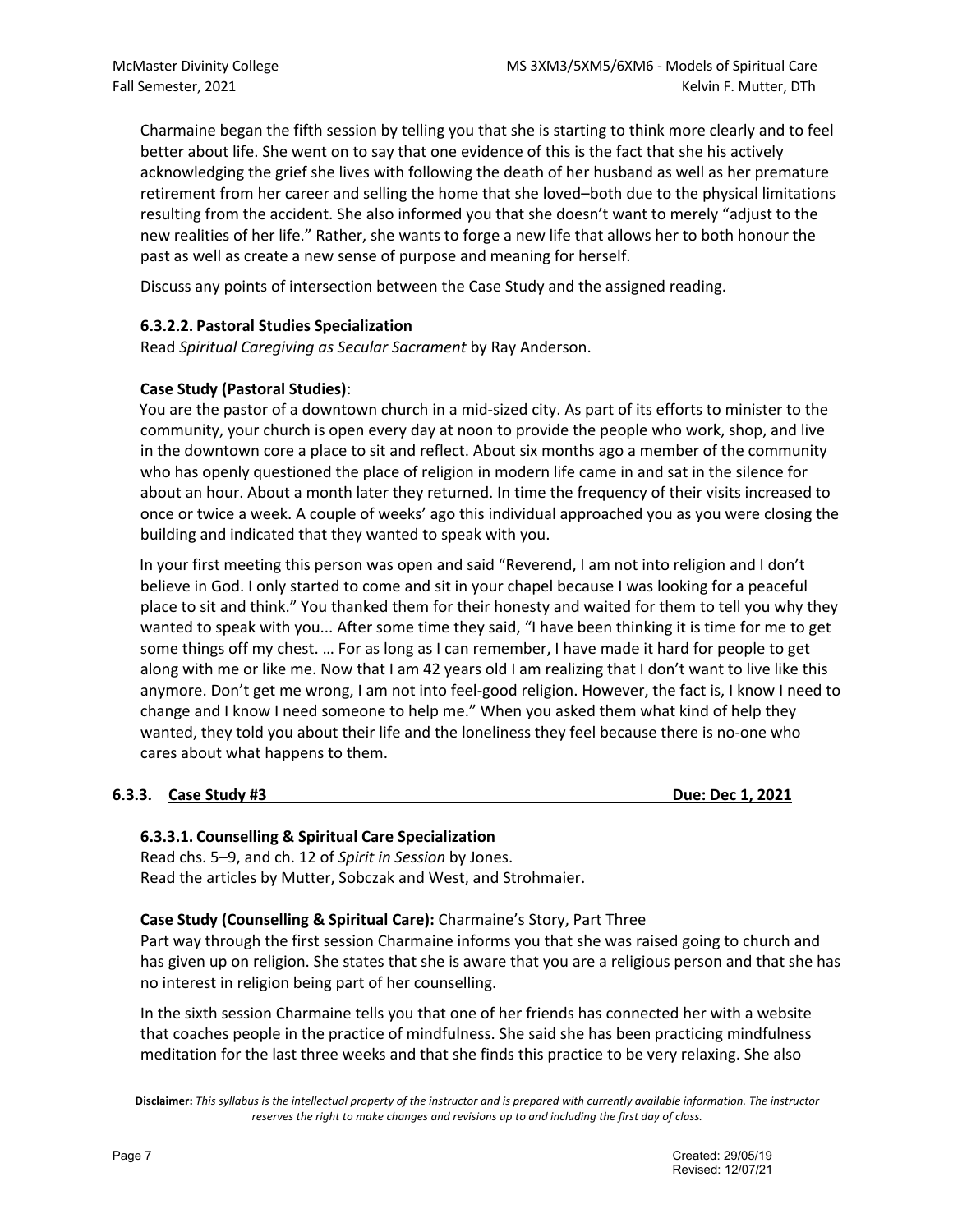Charmaine began the fifth session by telling you that she is starting to think more clearly and to feel better about life. She went on to say that one evidence of this is the fact that she his actively acknowledging the grief she lives with following the death of her husband as well as her premature retirement from her career and selling the home that she loved–both due to the physical limitations resulting from the accident. She also informed you that she doesn't want to merely "adjust to the new realities of her life." Rather, she wants to forge a new life that allows her to both honour the past as well as create a new sense of purpose and meaning for herself.

Discuss any points of intersection between the Case Study and the assigned reading.

#### 6.3.2.2. Pastoral Studies Specialization

Read *Spiritual Caregiving as Secular Sacrament* by Ray Anderson.

**Case Study (Pastoral Studies)**:

You are the pastor of a downtown church in a mid-sized city. As part of its efforts to minister to the community, your church is open every day at noon to provide the people who work, shop, and live in the downtown core a place to sit and reflect. About six months ago a member of the community who has openly questioned the place of religion in modern life came in and sat in the silence for about an hour. About a month later they returned. In time the frequency of their visits increased to once or twice a week. A couple of weeks' ago this individual approached you as you were closing the building and indicated that they wanted to speak with you.

In your first meeting this person was open and said "Reverend, I am not into religion and I don't believe in God. I only started to come and sit in your chapel because I was looking for a peaceful place to sit and think." You thanked them for their honesty and waited for them to tell you why they wanted to speak with you... After some time they said, "I have been thinking it is time for me to get some things off my chest. … For as long as I can remember, I have made it hard for people to get along with me or like me. Now that I am 42 years old I am realizing that I don't want to live like this anymore. Don't get me wrong, I am not into feel-good religion. However, the fact is, I know I need to change and I know I need someone to help me." When you asked them what kind of help they wanted, they told you about their life and the loneliness they feel because there is no-one who cares about what happens to them.

### 6.3.3. Case Study #3 — Due: Dec 1, 2021

#### 6.3.3.1. Counselling & Spiritual Care Specialization

Read chs. 5–9, and ch. 12 of *Spirit in Session* by Jones.
Read the articles by Mutter, Sobczak and West, and Strohmaier.

**Case Study (Counselling & Spiritual Care):** Charmaine's Story, Part Three

Part way through the first session Charmaine informs you that she was raised going to church and has given up on religion. She states that she is aware that you are a religious person and that she has no interest in religion being part of her counselling.

In the sixth session Charmaine tells you that one of her friends has connected her with a website that coaches people in the practice of mindfulness. She said she has been practicing mindfulness meditation for the last three weeks and that she finds this practice to be very relaxing. She also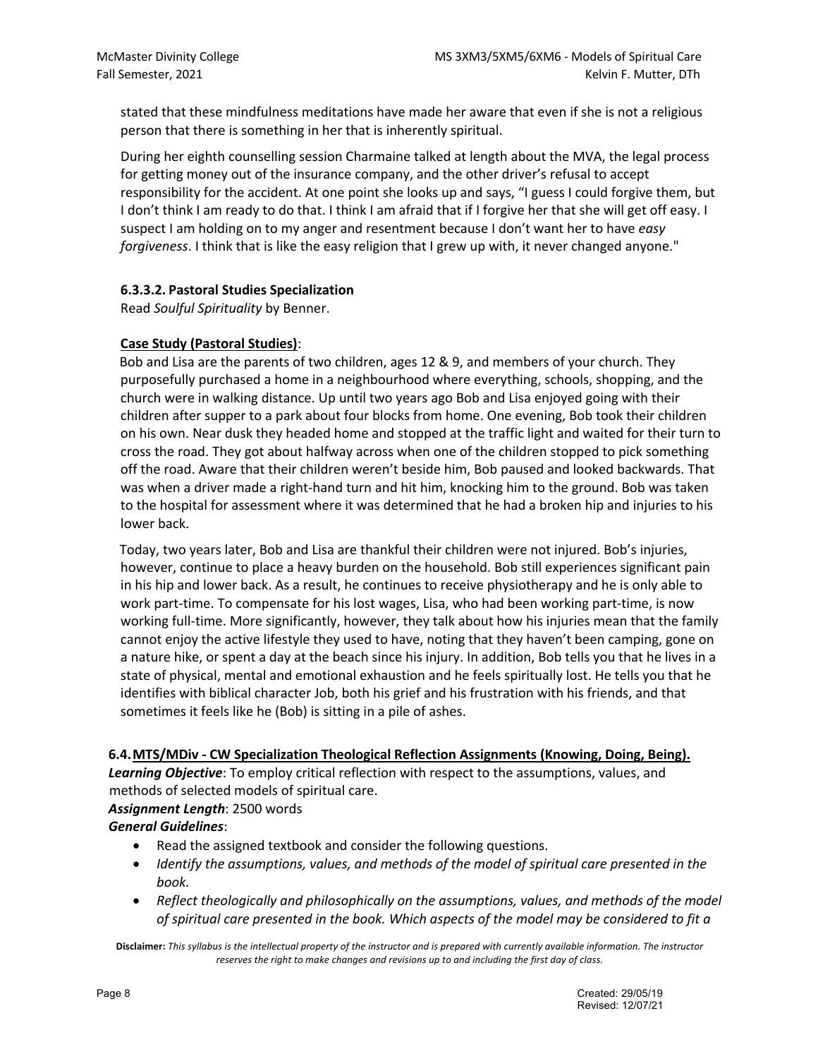stated that these mindfulness meditations have made her aware that even if she is not a religious person that there is something in her that is inherently spiritual.

During her eighth counselling session Charmaine talked at length about the MVA, the legal process for getting money out of the insurance company, and the other driver's refusal to accept responsibility for the accident. At one point she looks up and says, "I guess I could forgive them, but I don't think I am ready to do that. I think I am afraid that if I forgive her that she will get off easy. I suspect I am holding on to my anger and resentment because I don't want her to have *easy forgiveness*. I think that is like the easy religion that I grew up with, it never changed anyone."

#### 6.3.3.2. Pastoral Studies Specialization

Read *Soulful Spirituality* by Benner.

**Case Study (Pastoral Studies)**:

Bob and Lisa are the parents of two children, ages 12 & 9, and members of your church. They purposefully purchased a home in a neighbourhood where everything, schools, shopping, and the church were in walking distance. Up until two years ago Bob and Lisa enjoyed going with their children after supper to a park about four blocks from home. One evening, Bob took their children on his own. Near dusk they headed home and stopped at the traffic light and waited for their turn to cross the road. They got about halfway across when one of the children stopped to pick something off the road. Aware that their children weren't beside him, Bob paused and looked backwards. That was when a driver made a right-hand turn and hit him, knocking him to the ground. Bob was taken to the hospital for assessment where it was determined that he had a broken hip and injuries to his lower back.

Today, two years later, Bob and Lisa are thankful their children were not injured. Bob's injuries, however, continue to place a heavy burden on the household. Bob still experiences significant pain in his hip and lower back. As a result, he continues to receive physiotherapy and he is only able to work part-time. To compensate for his lost wages, Lisa, who had been working part-time, is now working full-time. More significantly, however, they talk about how his injuries mean that the family cannot enjoy the active lifestyle they used to have, noting that they haven't been camping, gone on a nature hike, or spent a day at the beach since his injury. In addition, Bob tells you that he lives in a state of physical, mental and emotional exhaustion and he feels spiritually lost. He tells you that he identifies with biblical character Job, both his grief and his frustration with his friends, and that sometimes it feels like he (Bob) is sitting in a pile of ashes.

### 6.4. MTS/MDiv - CW Specialization Theological Reflection Assignments (Knowing, Doing, Being).

***Learning Objective***: To employ critical reflection with respect to the assumptions, values, and methods of selected models of spiritual care.

***Assignment Length***: 2500 words

***General Guidelines***:

- Read the assigned textbook and consider the following questions.
- *Identify the assumptions, values, and methods of the model of spiritual care presented in the book.*
- *Reflect theologically and philosophically on the assumptions, values, and methods of the model of spiritual care presented in the book. Which aspects of the model may be considered to fit a*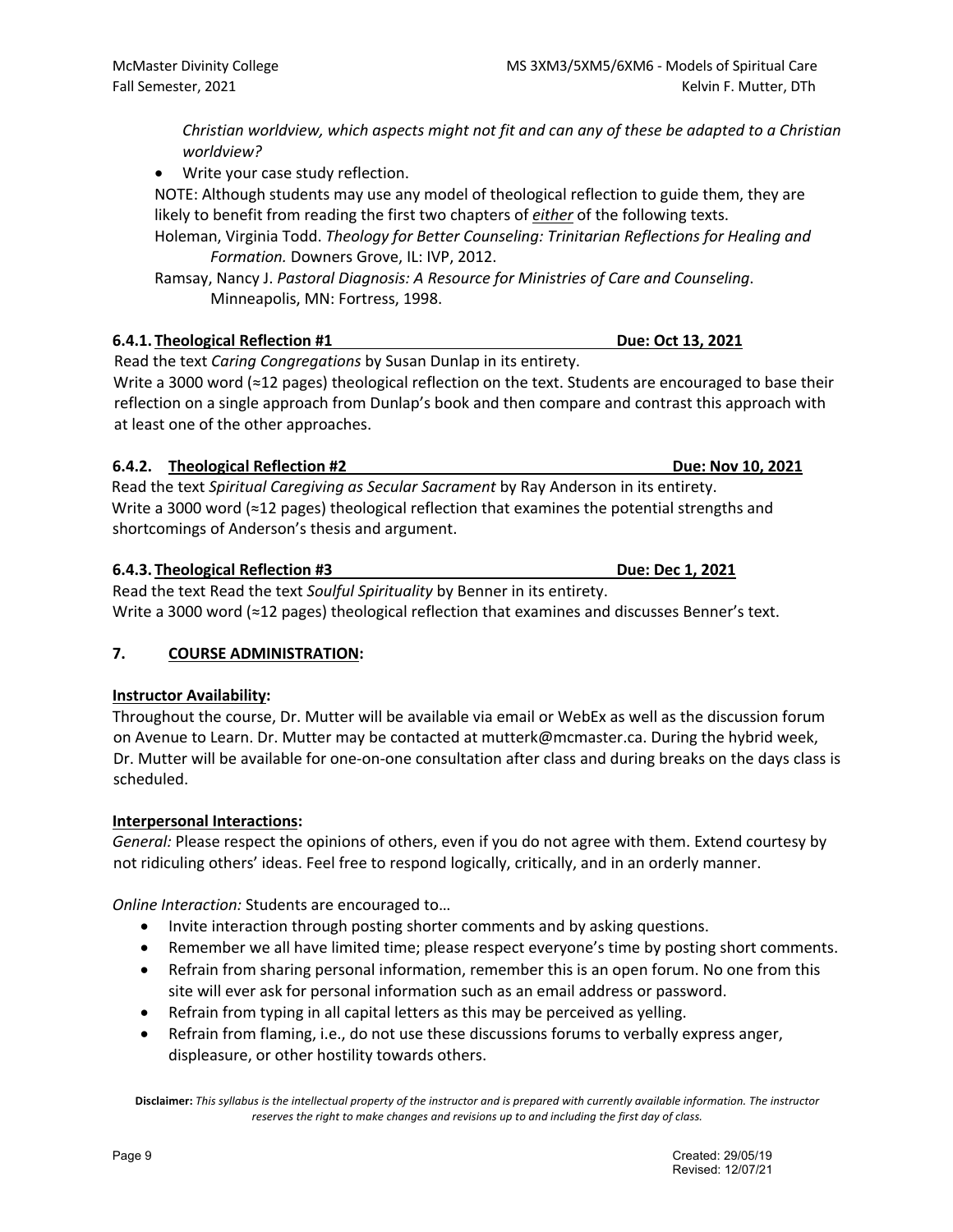*Christian worldview, which aspects might not fit and can any of these be adapted to a Christian worldview?*

- Write your case study reflection.

NOTE: Although students may use any model of theological reflection to guide them, they are likely to benefit from reading the first two chapters of ***either*** of the following texts.

Holeman, Virginia Todd. *Theology for Better Counseling: Trinitarian Reflections for Healing and Formation.* Downers Grove, IL: IVP, 2012.

Ramsay, Nancy J. *Pastoral Diagnosis: A Resource for Ministries of Care and Counseling*. Minneapolis, MN: Fortress, 1998.

### 6.4.1. Theological Reflection #1 — Due: Oct 13, 2021

Read the text *Caring Congregations* by Susan Dunlap in its entirety.

Write a 3000 word (≈12 pages) theological reflection on the text. Students are encouraged to base their reflection on a single approach from Dunlap's book and then compare and contrast this approach with at least one of the other approaches.

### 6.4.2. Theological Reflection #2 — Due: Nov 10, 2021

Read the text *Spiritual Caregiving as Secular Sacrament* by Ray Anderson in its entirety.

Write a 3000 word (≈12 pages) theological reflection that examines the potential strengths and shortcomings of Anderson's thesis and argument.

### 6.4.3. Theological Reflection #3 — Due: Dec 1, 2021

Read the text Read the text *Soulful Spirituality* by Benner in its entirety.

Write a 3000 word (≈12 pages) theological reflection that examines and discusses Benner's text.

## 7. COURSE ADMINISTRATION:

**Instructor Availability:**

Throughout the course, Dr. Mutter will be available via email or WebEx as well as the discussion forum on Avenue to Learn. Dr. Mutter may be contacted at mutterk@mcmaster.ca. During the hybrid week, Dr. Mutter will be available for one-on-one consultation after class and during breaks on the days class is scheduled.

**Interpersonal Interactions:**

*General:* Please respect the opinions of others, even if you do not agree with them. Extend courtesy by not ridiculing others' ideas. Feel free to respond logically, critically, and in an orderly manner.

*Online Interaction:* Students are encouraged to…

- Invite interaction through posting shorter comments and by asking questions.
- Remember we all have limited time; please respect everyone's time by posting short comments.
- Refrain from sharing personal information, remember this is an open forum. No one from this site will ever ask for personal information such as an email address or password.
- Refrain from typing in all capital letters as this may be perceived as yelling.
- Refrain from flaming, i.e., do not use these discussions forums to verbally express anger, displeasure, or other hostility towards others.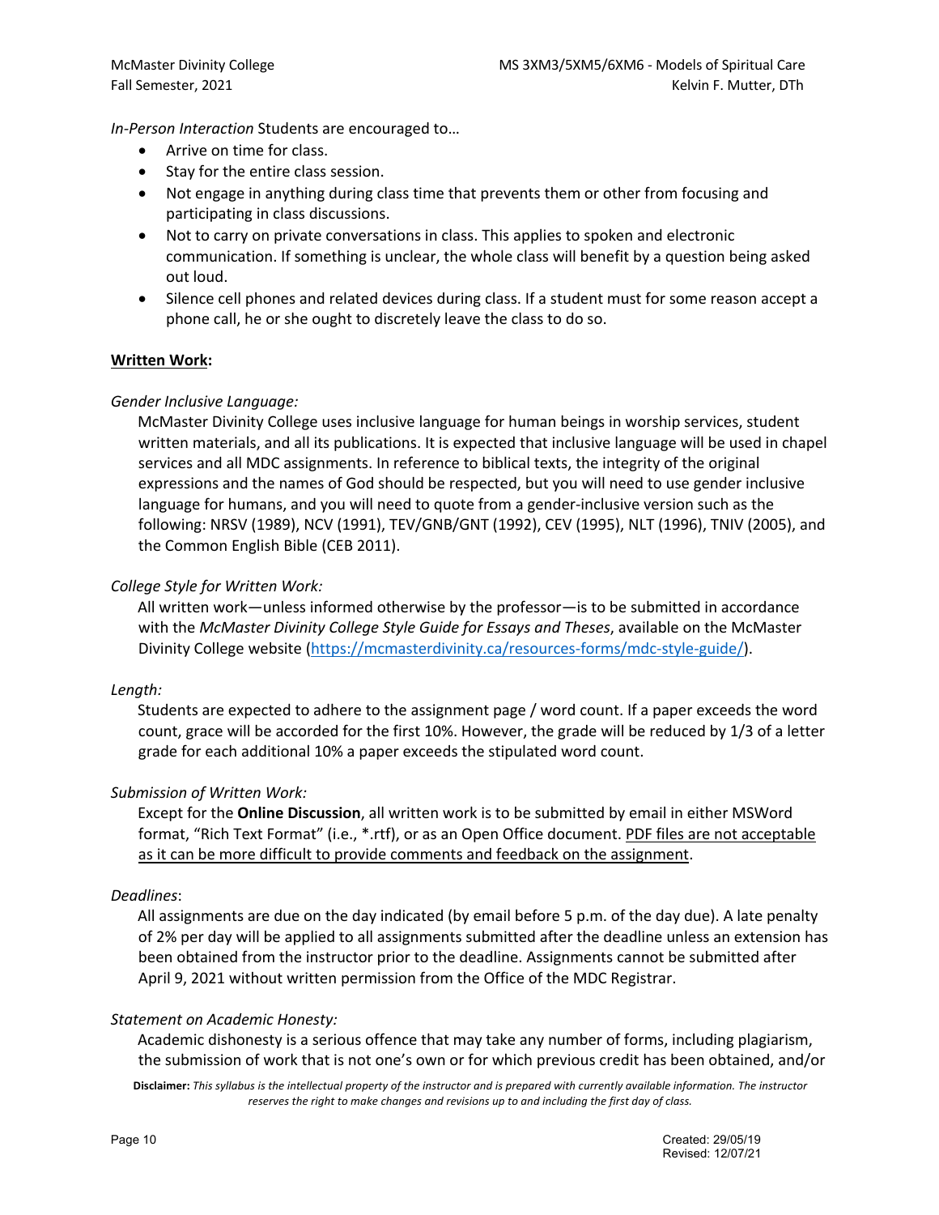*In-Person Interaction* Students are encouraged to…

- Arrive on time for class.
- Stay for the entire class session.
- Not engage in anything during class time that prevents them or other from focusing and participating in class discussions.
- Not to carry on private conversations in class. This applies to spoken and electronic communication. If something is unclear, the whole class will benefit by a question being asked out loud.
- Silence cell phones and related devices during class. If a student must for some reason accept a phone call, he or she ought to discretely leave the class to do so.

**Written Work:**

*Gender Inclusive Language:*

McMaster Divinity College uses inclusive language for human beings in worship services, student written materials, and all its publications. It is expected that inclusive language will be used in chapel services and all MDC assignments. In reference to biblical texts, the integrity of the original expressions and the names of God should be respected, but you will need to use gender inclusive language for humans, and you will need to quote from a gender-inclusive version such as the following: NRSV (1989), NCV (1991), TEV/GNB/GNT (1992), CEV (1995), NLT (1996), TNIV (2005), and the Common English Bible (CEB 2011).

*College Style for Written Work:*

All written work—unless informed otherwise by the professor—is to be submitted in accordance with the *McMaster Divinity College Style Guide for Essays and Theses*, available on the McMaster Divinity College website (https://mcmasterdivinity.ca/resources-forms/mdc-style-guide/).

*Length:*

Students are expected to adhere to the assignment page / word count. If a paper exceeds the word count, grace will be accorded for the first 10%. However, the grade will be reduced by 1/3 of a letter grade for each additional 10% a paper exceeds the stipulated word count.

*Submission of Written Work:*

Except for the **Online Discussion**, all written work is to be submitted by email in either MSWord format, "Rich Text Format" (i.e., *.rtf), or as an Open Office document. PDF files are not acceptable as it can be more difficult to provide comments and feedback on the assignment.

*Deadlines*:

All assignments are due on the day indicated (by email before 5 p.m. of the day due). A late penalty of 2% per day will be applied to all assignments submitted after the deadline unless an extension has been obtained from the instructor prior to the deadline. Assignments cannot be submitted after April 9, 2021 without written permission from the Office of the MDC Registrar.

*Statement on Academic Honesty:*

Academic dishonesty is a serious offence that may take any number of forms, including plagiarism, the submission of work that is not one's own or for which previous credit has been obtained, and/or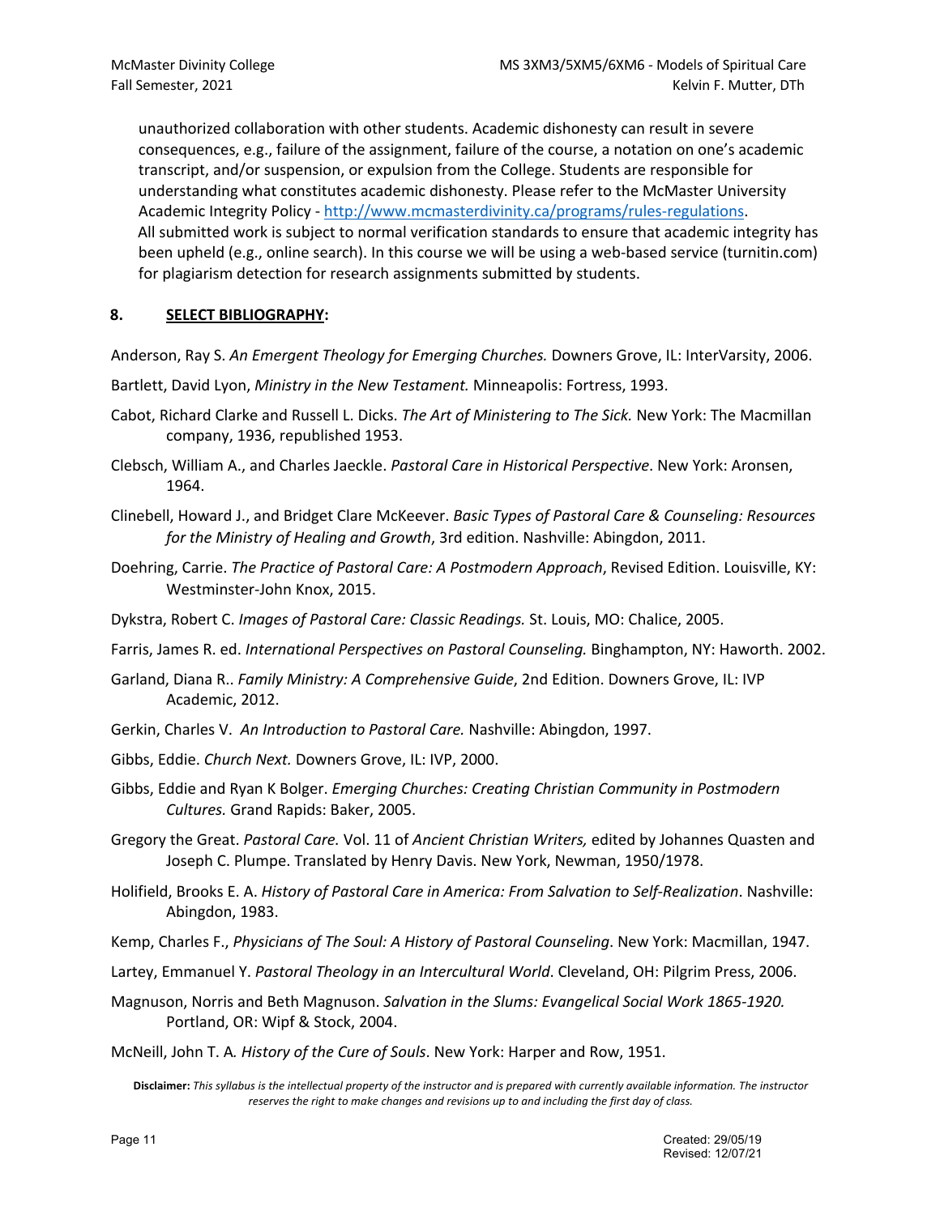unauthorized collaboration with other students. Academic dishonesty can result in severe consequences, e.g., failure of the assignment, failure of the course, a notation on one's academic transcript, and/or suspension, or expulsion from the College. Students are responsible for understanding what constitutes academic dishonesty. Please refer to the McMaster University Academic Integrity Policy - [http://www.mcmasterdivinity.ca/programs/rules-regulations](http://www.mcmasterdivinity.ca/programs/rules-regulations). All submitted work is subject to normal verification standards to ensure that academic integrity has been upheld (e.g., online search). In this course we will be using a web-based service (turnitin.com) for plagiarism detection for research assignments submitted by students.

## 8. SELECT BIBLIOGRAPHY:

Anderson, Ray S. *An Emergent Theology for Emerging Churches.* Downers Grove, IL: InterVarsity, 2006.

Bartlett, David Lyon, *Ministry in the New Testament.* Minneapolis: Fortress, 1993.

Cabot, Richard Clarke and Russell L. Dicks. *The Art of Ministering to The Sick.* New York: The Macmillan company, 1936, republished 1953.

Clebsch, William A., and Charles Jaeckle. *Pastoral Care in Historical Perspective*. New York: Aronsen, 1964.

Clinebell, Howard J., and Bridget Clare McKeever. *Basic Types of Pastoral Care & Counseling: Resources for the Ministry of Healing and Growth*, 3rd edition. Nashville: Abingdon, 2011.

Doehring, Carrie. *The Practice of Pastoral Care: A Postmodern Approach*, Revised Edition. Louisville, KY: Westminster-John Knox, 2015.

Dykstra, Robert C. *Images of Pastoral Care: Classic Readings.* St. Louis, MO: Chalice, 2005.

Farris, James R. ed. *International Perspectives on Pastoral Counseling.* Binghampton, NY: Haworth. 2002.

Garland, Diana R.. *Family Ministry: A Comprehensive Guide*, 2nd Edition. Downers Grove, IL: IVP Academic, 2012.

Gerkin, Charles V. *An Introduction to Pastoral Care.* Nashville: Abingdon, 1997.

Gibbs, Eddie. *Church Next.* Downers Grove, IL: IVP, 2000.

Gibbs, Eddie and Ryan K Bolger. *Emerging Churches: Creating Christian Community in Postmodern Cultures.* Grand Rapids: Baker, 2005.

Gregory the Great. *Pastoral Care.* Vol. 11 of *Ancient Christian Writers,* edited by Johannes Quasten and Joseph C. Plumpe. Translated by Henry Davis. New York, Newman, 1950/1978.

Holifield, Brooks E. A. *History of Pastoral Care in America: From Salvation to Self-Realization*. Nashville: Abingdon, 1983.

Kemp, Charles F., *Physicians of The Soul: A History of Pastoral Counseling*. New York: Macmillan, 1947.

Lartey, Emmanuel Y. *Pastoral Theology in an Intercultural World*. Cleveland, OH: Pilgrim Press, 2006.

Magnuson, Norris and Beth Magnuson. *Salvation in the Slums: Evangelical Social Work 1865-1920.* Portland, OR: Wipf & Stock, 2004.

McNeill, John T. A*. History of the Cure of Souls*. New York: Harper and Row, 1951.

**Disclaimer:** *This syllabus is the intellectual property of the instructor and is prepared with currently available information. The instructor reserves the right to make changes and revisions up to and including the first day of class.*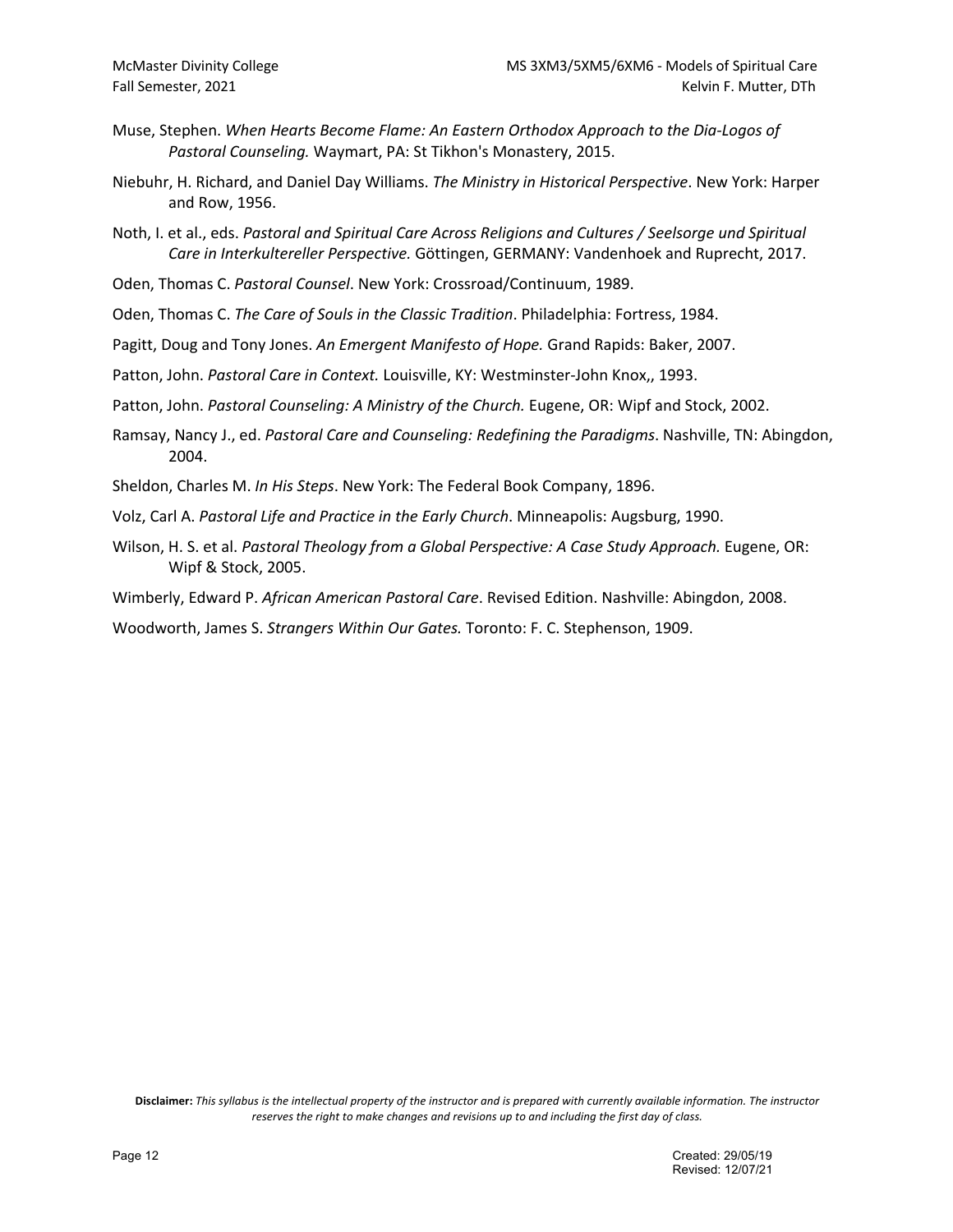Muse, Stephen. *When Hearts Become Flame: An Eastern Orthodox Approach to the Dia-Logos of Pastoral Counseling.* Waymart, PA: St Tikhon's Monastery, 2015.

Niebuhr, H. Richard, and Daniel Day Williams. *The Ministry in Historical Perspective*. New York: Harper and Row, 1956.

Noth, I. et al., eds. *Pastoral and Spiritual Care Across Religions and Cultures / Seelsorge und Spiritual Care in Interkultereller Perspective.* Göttingen, GERMANY: Vandenhoek and Ruprecht, 2017.

Oden, Thomas C. *Pastoral Counsel*. New York: Crossroad/Continuum, 1989.

Oden, Thomas C. *The Care of Souls in the Classic Tradition*. Philadelphia: Fortress, 1984.

Pagitt, Doug and Tony Jones. *An Emergent Manifesto of Hope.* Grand Rapids: Baker, 2007.

Patton, John. *Pastoral Care in Context.* Louisville, KY: Westminster-John Knox,, 1993.

Patton, John. *Pastoral Counseling: A Ministry of the Church.* Eugene, OR: Wipf and Stock, 2002.

Ramsay, Nancy J., ed. *Pastoral Care and Counseling: Redefining the Paradigms*. Nashville, TN: Abingdon, 2004.

Sheldon, Charles M. *In His Steps*. New York: The Federal Book Company, 1896.

Volz, Carl A. *Pastoral Life and Practice in the Early Church*. Minneapolis: Augsburg, 1990.

Wilson, H. S. et al. *Pastoral Theology from a Global Perspective: A Case Study Approach.* Eugene, OR: Wipf & Stock, 2005.

Wimberly, Edward P. *African American Pastoral Care*. Revised Edition. Nashville: Abingdon, 2008.

Woodworth, James S. *Strangers Within Our Gates.* Toronto: F. C. Stephenson, 1909.